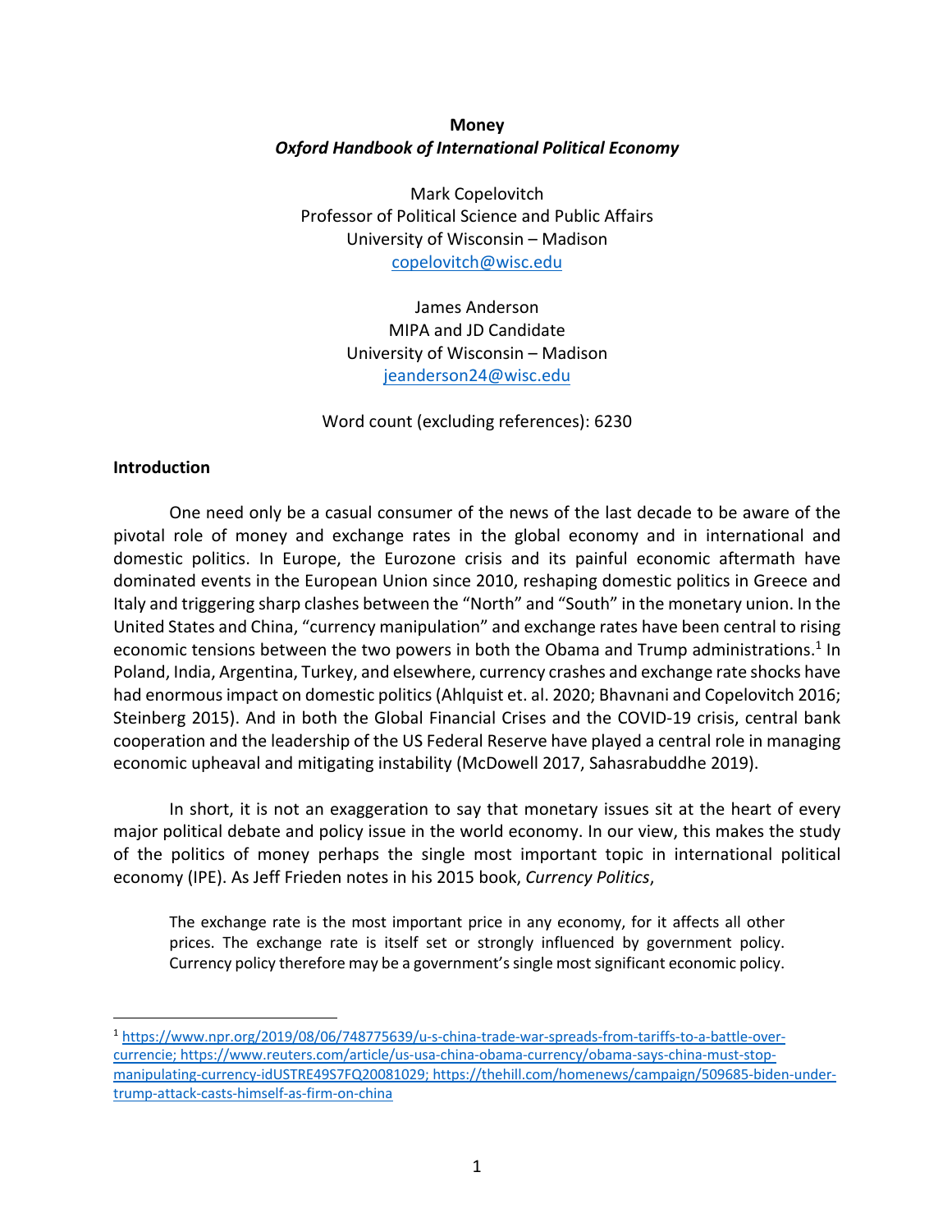**Money**
***Oxford Handbook of International Political Economy***

Mark Copelovitch
Professor of Political Science and Public Affairs
University of Wisconsin – Madison
copelovitch@wisc.edu

James Anderson
MIPA and JD Candidate
University of Wisconsin – Madison
jeanderson24@wisc.edu

Word count (excluding references): 6230

## Introduction

One need only be a casual consumer of the news of the last decade to be aware of the pivotal role of money and exchange rates in the global economy and in international and domestic politics. In Europe, the Eurozone crisis and its painful economic aftermath have dominated events in the European Union since 2010, reshaping domestic politics in Greece and Italy and triggering sharp clashes between the "North" and "South" in the monetary union. In the United States and China, "currency manipulation" and exchange rates have been central to rising economic tensions between the two powers in both the Obama and Trump administrations.[1] In Poland, India, Argentina, Turkey, and elsewhere, currency crashes and exchange rate shocks have had enormous impact on domestic politics (Ahlquist et. al. 2020; Bhavnani and Copelovitch 2016; Steinberg 2015). And in both the Global Financial Crises and the COVID-19 crisis, central bank cooperation and the leadership of the US Federal Reserve have played a central role in managing economic upheaval and mitigating instability (McDowell 2017, Sahasrabuddhe 2019).

In short, it is not an exaggeration to say that monetary issues sit at the heart of every major political debate and policy issue in the world economy. In our view, this makes the study of the politics of money perhaps the single most important topic in international political economy (IPE). As Jeff Frieden notes in his 2015 book, *Currency Politics*,

> The exchange rate is the most important price in any economy, for it affects all other prices. The exchange rate is itself set or strongly influenced by government policy. Currency policy therefore may be a government's single most significant economic policy.

[1] https://www.npr.org/2019/08/06/748775639/u-s-china-trade-war-spreads-from-tariffs-to-a-battle-over-currencie; https://www.reuters.com/article/us-usa-china-obama-currency/obama-says-china-must-stop-manipulating-currency-idUSTRE49S7FQ20081029; https://thehill.com/homenews/campaign/509685-biden-under-trump-attack-casts-himself-as-firm-on-china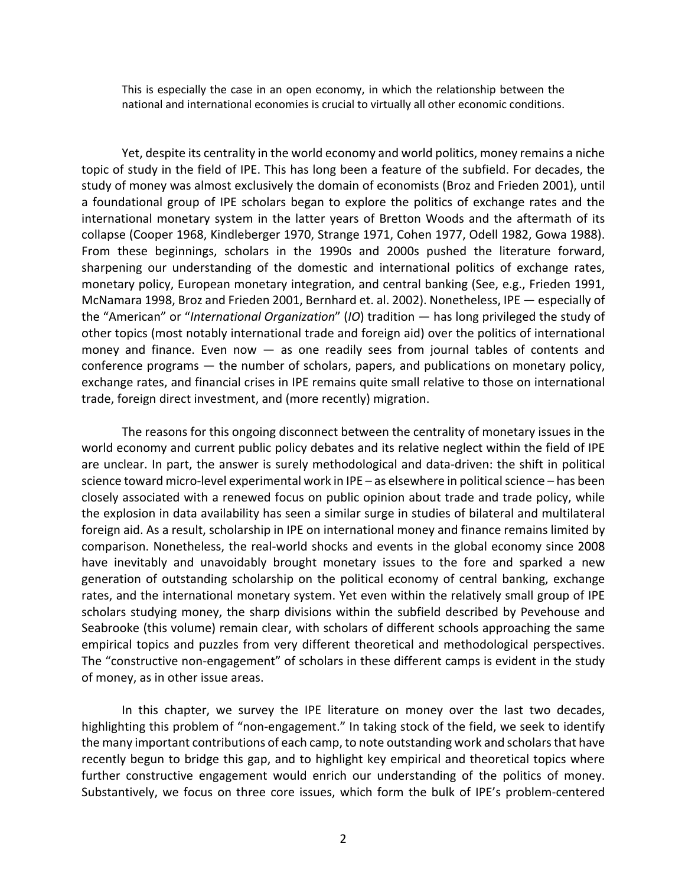> This is especially the case in an open economy, in which the relationship between the national and international economies is crucial to virtually all other economic conditions.

Yet, despite its centrality in the world economy and world politics, money remains a niche topic of study in the field of IPE. This has long been a feature of the subfield. For decades, the study of money was almost exclusively the domain of economists (Broz and Frieden 2001), until a foundational group of IPE scholars began to explore the politics of exchange rates and the international monetary system in the latter years of Bretton Woods and the aftermath of its collapse (Cooper 1968, Kindleberger 1970, Strange 1971, Cohen 1977, Odell 1982, Gowa 1988). From these beginnings, scholars in the 1990s and 2000s pushed the literature forward, sharpening our understanding of the domestic and international politics of exchange rates, monetary policy, European monetary integration, and central banking (See, e.g., Frieden 1991, McNamara 1998, Broz and Frieden 2001, Bernhard et. al. 2002). Nonetheless, IPE — especially of the "American" or "*International Organization*" (*IO*) tradition — has long privileged the study of other topics (most notably international trade and foreign aid) over the politics of international money and finance. Even now — as one readily sees from journal tables of contents and conference programs — the number of scholars, papers, and publications on monetary policy, exchange rates, and financial crises in IPE remains quite small relative to those on international trade, foreign direct investment, and (more recently) migration.

The reasons for this ongoing disconnect between the centrality of monetary issues in the world economy and current public policy debates and its relative neglect within the field of IPE are unclear. In part, the answer is surely methodological and data-driven: the shift in political science toward micro-level experimental work in IPE – as elsewhere in political science – has been closely associated with a renewed focus on public opinion about trade and trade policy, while the explosion in data availability has seen a similar surge in studies of bilateral and multilateral foreign aid. As a result, scholarship in IPE on international money and finance remains limited by comparison. Nonetheless, the real-world shocks and events in the global economy since 2008 have inevitably and unavoidably brought monetary issues to the fore and sparked a new generation of outstanding scholarship on the political economy of central banking, exchange rates, and the international monetary system. Yet even within the relatively small group of IPE scholars studying money, the sharp divisions within the subfield described by Pevehouse and Seabrooke (this volume) remain clear, with scholars of different schools approaching the same empirical topics and puzzles from very different theoretical and methodological perspectives. The "constructive non-engagement" of scholars in these different camps is evident in the study of money, as in other issue areas.

In this chapter, we survey the IPE literature on money over the last two decades, highlighting this problem of "non-engagement." In taking stock of the field, we seek to identify the many important contributions of each camp, to note outstanding work and scholars that have recently begun to bridge this gap, and to highlight key empirical and theoretical topics where further constructive engagement would enrich our understanding of the politics of money. Substantively, we focus on three core issues, which form the bulk of IPE's problem-centered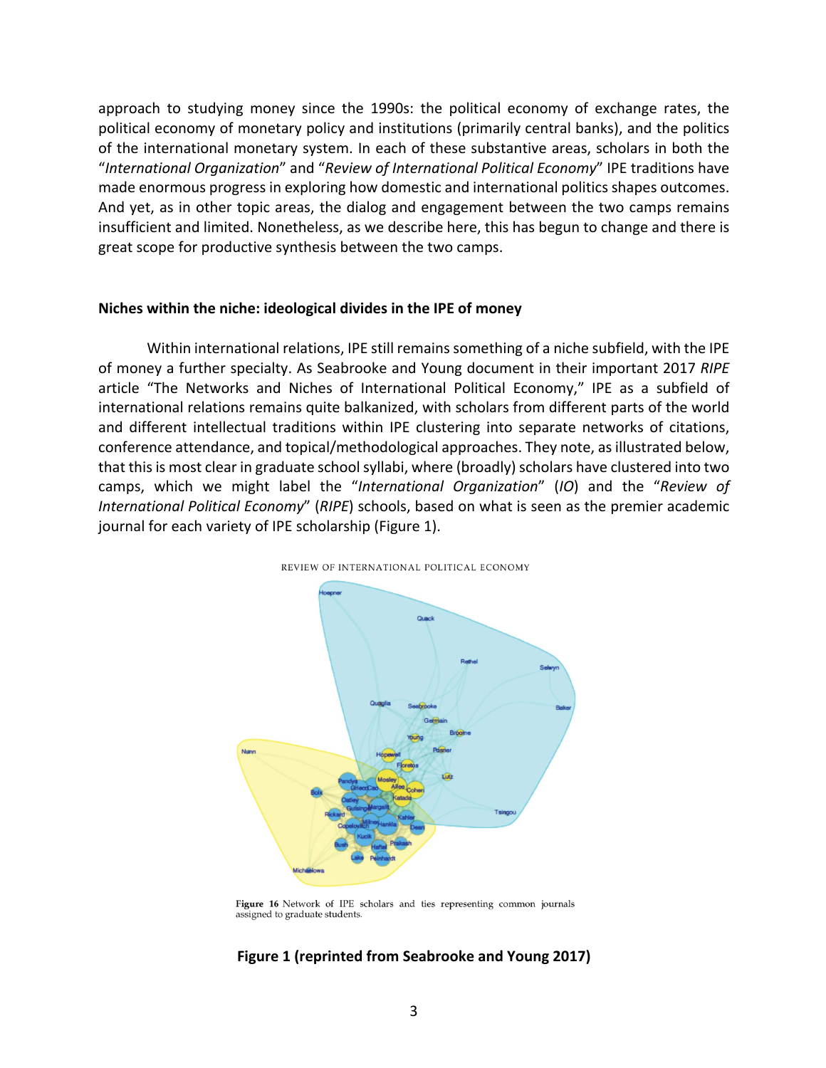approach to studying money since the 1990s: the political economy of exchange rates, the political economy of monetary policy and institutions (primarily central banks), and the politics of the international monetary system. In each of these substantive areas, scholars in both the "*International Organization*" and "*Review of International Political Economy*" IPE traditions have made enormous progress in exploring how domestic and international politics shapes outcomes. And yet, as in other topic areas, the dialog and engagement between the two camps remains insufficient and limited. Nonetheless, as we describe here, this has begun to change and there is great scope for productive synthesis between the two camps.

### Niches within the niche: ideological divides in the IPE of money

Within international relations, IPE still remains something of a niche subfield, with the IPE of money a further specialty. As Seabrooke and Young document in their important 2017 *RIPE* article "The Networks and Niches of International Political Economy," IPE as a subfield of international relations remains quite balkanized, with scholars from different parts of the world and different intellectual traditions within IPE clustering into separate networks of citations, conference attendance, and topical/methodological approaches. They note, as illustrated below, that this is most clear in graduate school syllabi, where (broadly) scholars have clustered into two camps, which we might label the "*International Organization*" (*IO*) and the "*Review of International Political Economy*" (*RIPE*) schools, based on what is seen as the premier academic journal for each variety of IPE scholarship (Figure 1).

REVIEW OF INTERNATIONAL POLITICAL ECONOMY

Figure 16 Network of IPE scholars and ties representing common journals assigned to graduate students.

**Figure 1 (reprinted from Seabrooke and Young 2017)**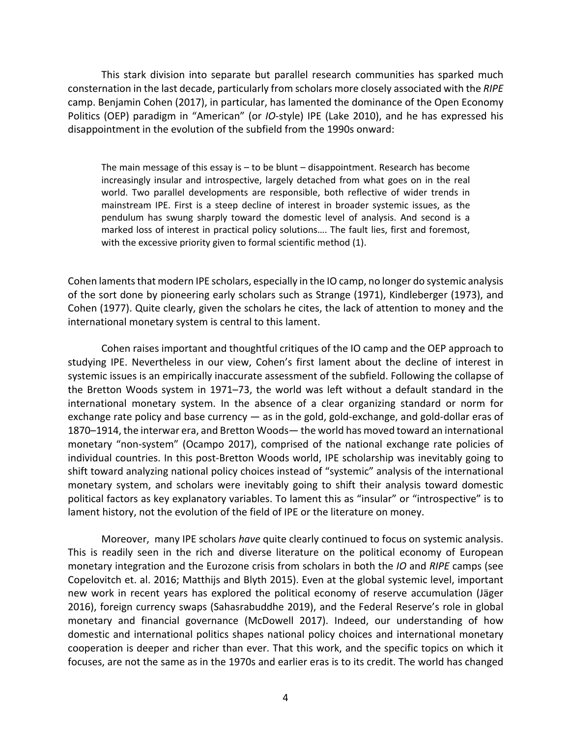This stark division into separate but parallel research communities has sparked much consternation in the last decade, particularly from scholars more closely associated with the *RIPE* camp. Benjamin Cohen (2017), in particular, has lamented the dominance of the Open Economy Politics (OEP) paradigm in "American" (or *IO*-style) IPE (Lake 2010), and he has expressed his disappointment in the evolution of the subfield from the 1990s onward:

> The main message of this essay is – to be blunt – disappointment. Research has become increasingly insular and introspective, largely detached from what goes on in the real world. Two parallel developments are responsible, both reflective of wider trends in mainstream IPE. First is a steep decline of interest in broader systemic issues, as the pendulum has swung sharply toward the domestic level of analysis. And second is a marked loss of interest in practical policy solutions…. The fault lies, first and foremost, with the excessive priority given to formal scientific method (1).

Cohen laments that modern IPE scholars, especially in the IO camp, no longer do systemic analysis of the sort done by pioneering early scholars such as Strange (1971), Kindleberger (1973), and Cohen (1977). Quite clearly, given the scholars he cites, the lack of attention to money and the international monetary system is central to this lament.

Cohen raises important and thoughtful critiques of the IO camp and the OEP approach to studying IPE. Nevertheless in our view, Cohen's first lament about the decline of interest in systemic issues is an empirically inaccurate assessment of the subfield. Following the collapse of the Bretton Woods system in 1971–73, the world was left without a default standard in the international monetary system. In the absence of a clear organizing standard or norm for exchange rate policy and base currency — as in the gold, gold-exchange, and gold-dollar eras of 1870–1914, the interwar era, and Bretton Woods— the world has moved toward an international monetary "non-system" (Ocampo 2017), comprised of the national exchange rate policies of individual countries. In this post-Bretton Woods world, IPE scholarship was inevitably going to shift toward analyzing national policy choices instead of "systemic" analysis of the international monetary system, and scholars were inevitably going to shift their analysis toward domestic political factors as key explanatory variables. To lament this as "insular" or "introspective" is to lament history, not the evolution of the field of IPE or the literature on money.

Moreover, many IPE scholars *have* quite clearly continued to focus on systemic analysis. This is readily seen in the rich and diverse literature on the political economy of European monetary integration and the Eurozone crisis from scholars in both the *IO* and *RIPE* camps (see Copelovitch et. al. 2016; Matthijs and Blyth 2015). Even at the global systemic level, important new work in recent years has explored the political economy of reserve accumulation (Jäger 2016), foreign currency swaps (Sahasrabuddhe 2019), and the Federal Reserve's role in global monetary and financial governance (McDowell 2017). Indeed, our understanding of how domestic and international politics shapes national policy choices and international monetary cooperation is deeper and richer than ever. That this work, and the specific topics on which it focuses, are not the same as in the 1970s and earlier eras is to its credit. The world has changed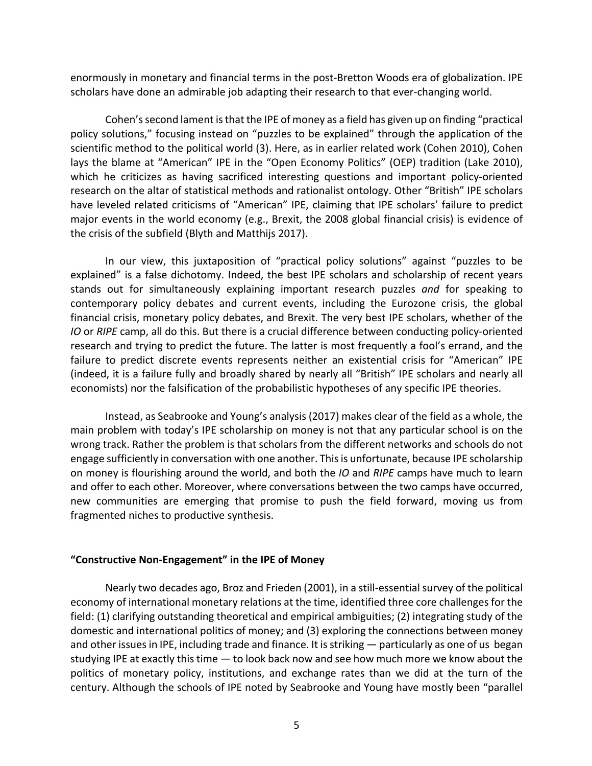enormously in monetary and financial terms in the post-Bretton Woods era of globalization. IPE scholars have done an admirable job adapting their research to that ever-changing world.

Cohen's second lament is that the IPE of money as a field has given up on finding "practical policy solutions," focusing instead on "puzzles to be explained" through the application of the scientific method to the political world (3). Here, as in earlier related work (Cohen 2010), Cohen lays the blame at "American" IPE in the "Open Economy Politics" (OEP) tradition (Lake 2010), which he criticizes as having sacrificed interesting questions and important policy-oriented research on the altar of statistical methods and rationalist ontology. Other "British" IPE scholars have leveled related criticisms of "American" IPE, claiming that IPE scholars' failure to predict major events in the world economy (e.g., Brexit, the 2008 global financial crisis) is evidence of the crisis of the subfield (Blyth and Matthijs 2017).

In our view, this juxtaposition of "practical policy solutions" against "puzzles to be explained" is a false dichotomy. Indeed, the best IPE scholars and scholarship of recent years stands out for simultaneously explaining important research puzzles *and* for speaking to contemporary policy debates and current events, including the Eurozone crisis, the global financial crisis, monetary policy debates, and Brexit. The very best IPE scholars, whether of the *IO* or *RIPE* camp, all do this. But there is a crucial difference between conducting policy-oriented research and trying to predict the future. The latter is most frequently a fool's errand, and the failure to predict discrete events represents neither an existential crisis for "American" IPE (indeed, it is a failure fully and broadly shared by nearly all "British" IPE scholars and nearly all economists) nor the falsification of the probabilistic hypotheses of any specific IPE theories.

Instead, as Seabrooke and Young's analysis (2017) makes clear of the field as a whole, the main problem with today's IPE scholarship on money is not that any particular school is on the wrong track. Rather the problem is that scholars from the different networks and schools do not engage sufficiently in conversation with one another. This is unfortunate, because IPE scholarship on money is flourishing around the world, and both the *IO* and *RIPE* camps have much to learn and offer to each other. Moreover, where conversations between the two camps have occurred, new communities are emerging that promise to push the field forward, moving us from fragmented niches to productive synthesis.

## "Constructive Non-Engagement" in the IPE of Money

Nearly two decades ago, Broz and Frieden (2001), in a still-essential survey of the political economy of international monetary relations at the time, identified three core challenges for the field: (1) clarifying outstanding theoretical and empirical ambiguities; (2) integrating study of the domestic and international politics of money; and (3) exploring the connections between money and other issues in IPE, including trade and finance. It is striking — particularly as one of us began studying IPE at exactly this time — to look back now and see how much more we know about the politics of monetary policy, institutions, and exchange rates than we did at the turn of the century. Although the schools of IPE noted by Seabrooke and Young have mostly been "parallel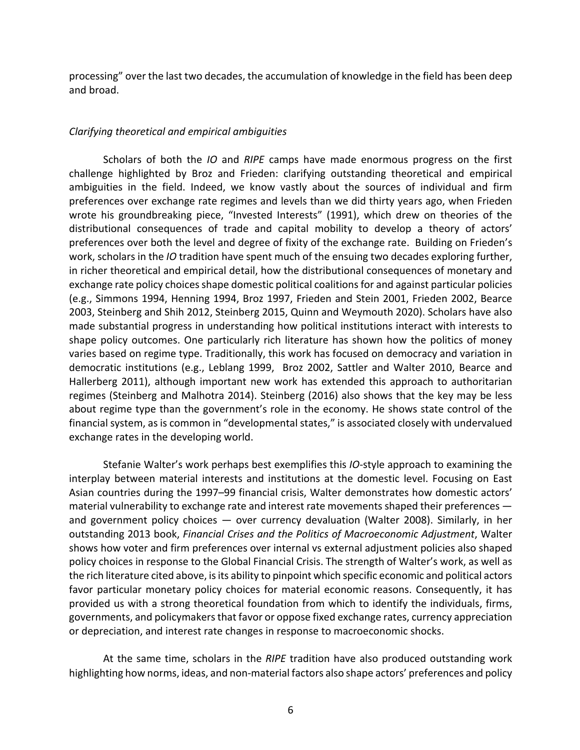processing" over the last two decades, the accumulation of knowledge in the field has been deep and broad.

*Clarifying theoretical and empirical ambiguities*

Scholars of both the *IO* and *RIPE* camps have made enormous progress on the first challenge highlighted by Broz and Frieden: clarifying outstanding theoretical and empirical ambiguities in the field. Indeed, we know vastly about the sources of individual and firm preferences over exchange rate regimes and levels than we did thirty years ago, when Frieden wrote his groundbreaking piece, "Invested Interests" (1991), which drew on theories of the distributional consequences of trade and capital mobility to develop a theory of actors' preferences over both the level and degree of fixity of the exchange rate. Building on Frieden's work, scholars in the *IO* tradition have spent much of the ensuing two decades exploring further, in richer theoretical and empirical detail, how the distributional consequences of monetary and exchange rate policy choices shape domestic political coalitions for and against particular policies (e.g., Simmons 1994, Henning 1994, Broz 1997, Frieden and Stein 2001, Frieden 2002, Bearce 2003, Steinberg and Shih 2012, Steinberg 2015, Quinn and Weymouth 2020). Scholars have also made substantial progress in understanding how political institutions interact with interests to shape policy outcomes. One particularly rich literature has shown how the politics of money varies based on regime type. Traditionally, this work has focused on democracy and variation in democratic institutions (e.g., Leblang 1999, Broz 2002, Sattler and Walter 2010, Bearce and Hallerberg 2011), although important new work has extended this approach to authoritarian regimes (Steinberg and Malhotra 2014). Steinberg (2016) also shows that the key may be less about regime type than the government's role in the economy. He shows state control of the financial system, as is common in "developmental states," is associated closely with undervalued exchange rates in the developing world.

Stefanie Walter's work perhaps best exemplifies this *IO*-style approach to examining the interplay between material interests and institutions at the domestic level. Focusing on East Asian countries during the 1997–99 financial crisis, Walter demonstrates how domestic actors' material vulnerability to exchange rate and interest rate movements shaped their preferences — and government policy choices — over currency devaluation (Walter 2008). Similarly, in her outstanding 2013 book, *Financial Crises and the Politics of Macroeconomic Adjustment*, Walter shows how voter and firm preferences over internal vs external adjustment policies also shaped policy choices in response to the Global Financial Crisis. The strength of Walter's work, as well as the rich literature cited above, is its ability to pinpoint which specific economic and political actors favor particular monetary policy choices for material economic reasons. Consequently, it has provided us with a strong theoretical foundation from which to identify the individuals, firms, governments, and policymakers that favor or oppose fixed exchange rates, currency appreciation or depreciation, and interest rate changes in response to macroeconomic shocks.

At the same time, scholars in the *RIPE* tradition have also produced outstanding work highlighting how norms, ideas, and non-material factors also shape actors' preferences and policy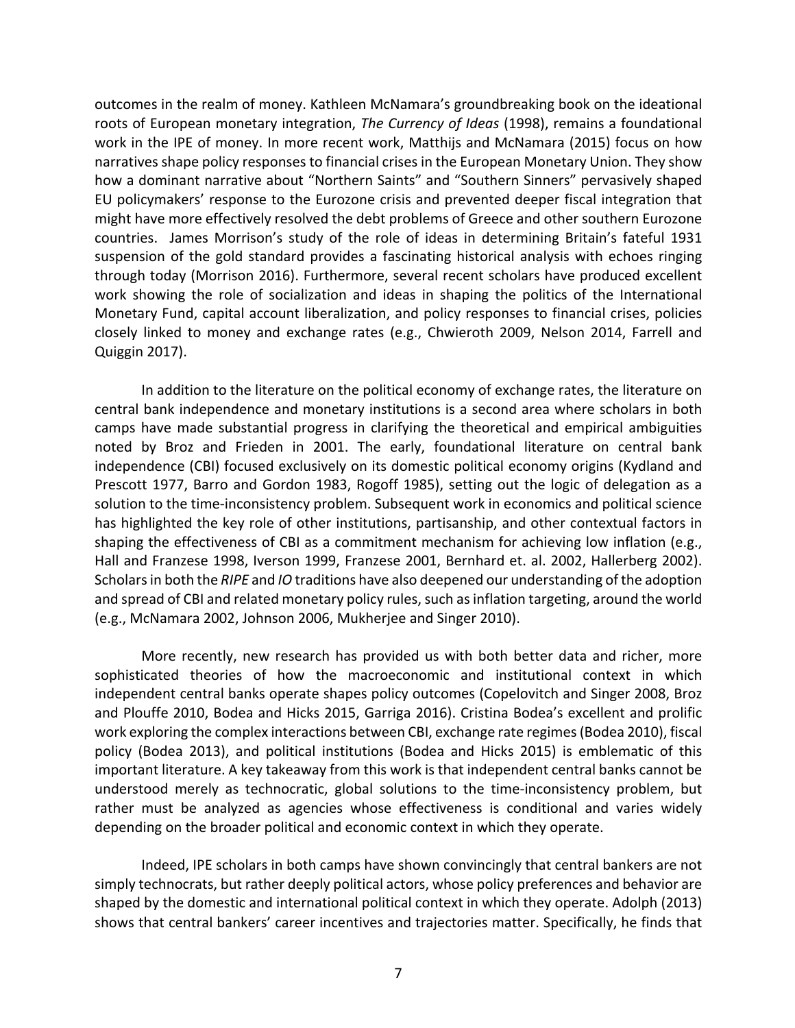outcomes in the realm of money. Kathleen McNamara's groundbreaking book on the ideational roots of European monetary integration, *The Currency of Ideas* (1998), remains a foundational work in the IPE of money. In more recent work, Matthijs and McNamara (2015) focus on how narratives shape policy responses to financial crises in the European Monetary Union. They show how a dominant narrative about "Northern Saints" and "Southern Sinners" pervasively shaped EU policymakers' response to the Eurozone crisis and prevented deeper fiscal integration that might have more effectively resolved the debt problems of Greece and other southern Eurozone countries. James Morrison's study of the role of ideas in determining Britain's fateful 1931 suspension of the gold standard provides a fascinating historical analysis with echoes ringing through today (Morrison 2016). Furthermore, several recent scholars have produced excellent work showing the role of socialization and ideas in shaping the politics of the International Monetary Fund, capital account liberalization, and policy responses to financial crises, policies closely linked to money and exchange rates (e.g., Chwieroth 2009, Nelson 2014, Farrell and Quiggin 2017).

In addition to the literature on the political economy of exchange rates, the literature on central bank independence and monetary institutions is a second area where scholars in both camps have made substantial progress in clarifying the theoretical and empirical ambiguities noted by Broz and Frieden in 2001. The early, foundational literature on central bank independence (CBI) focused exclusively on its domestic political economy origins (Kydland and Prescott 1977, Barro and Gordon 1983, Rogoff 1985), setting out the logic of delegation as a solution to the time-inconsistency problem. Subsequent work in economics and political science has highlighted the key role of other institutions, partisanship, and other contextual factors in shaping the effectiveness of CBI as a commitment mechanism for achieving low inflation (e.g., Hall and Franzese 1998, Iverson 1999, Franzese 2001, Bernhard et. al. 2002, Hallerberg 2002). Scholars in both the *RIPE* and *IO* traditions have also deepened our understanding of the adoption and spread of CBI and related monetary policy rules, such as inflation targeting, around the world (e.g., McNamara 2002, Johnson 2006, Mukherjee and Singer 2010).

More recently, new research has provided us with both better data and richer, more sophisticated theories of how the macroeconomic and institutional context in which independent central banks operate shapes policy outcomes (Copelovitch and Singer 2008, Broz and Plouffe 2010, Bodea and Hicks 2015, Garriga 2016). Cristina Bodea's excellent and prolific work exploring the complex interactions between CBI, exchange rate regimes (Bodea 2010), fiscal policy (Bodea 2013), and political institutions (Bodea and Hicks 2015) is emblematic of this important literature. A key takeaway from this work is that independent central banks cannot be understood merely as technocratic, global solutions to the time-inconsistency problem, but rather must be analyzed as agencies whose effectiveness is conditional and varies widely depending on the broader political and economic context in which they operate.

Indeed, IPE scholars in both camps have shown convincingly that central bankers are not simply technocrats, but rather deeply political actors, whose policy preferences and behavior are shaped by the domestic and international political context in which they operate. Adolph (2013) shows that central bankers' career incentives and trajectories matter. Specifically, he finds that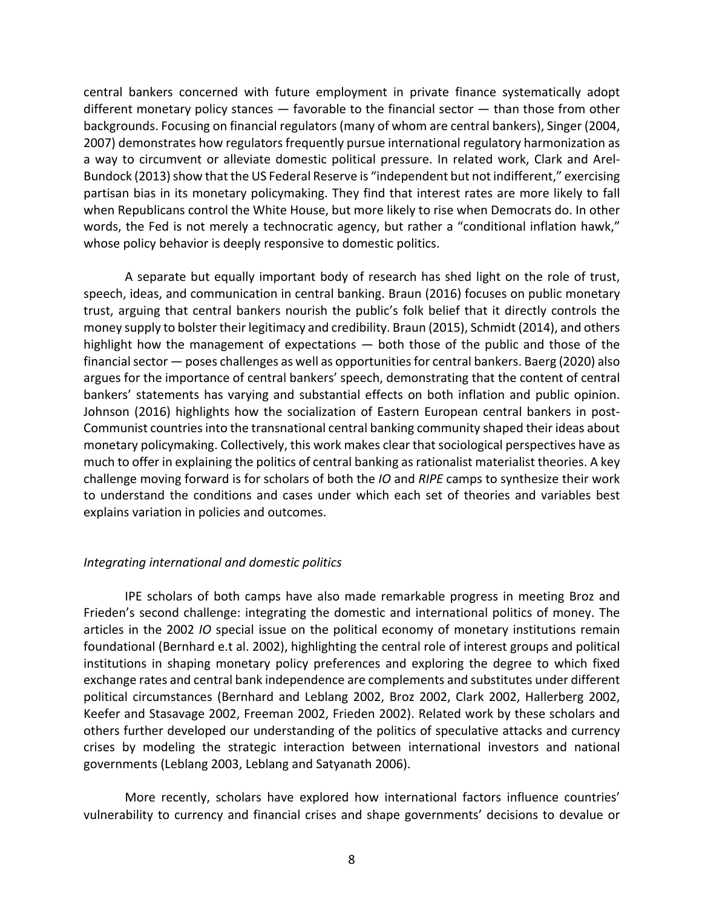central bankers concerned with future employment in private finance systematically adopt different monetary policy stances — favorable to the financial sector — than those from other backgrounds. Focusing on financial regulators (many of whom are central bankers), Singer (2004, 2007) demonstrates how regulators frequently pursue international regulatory harmonization as a way to circumvent or alleviate domestic political pressure. In related work, Clark and Arel-Bundock (2013) show that the US Federal Reserve is "independent but not indifferent," exercising partisan bias in its monetary policymaking. They find that interest rates are more likely to fall when Republicans control the White House, but more likely to rise when Democrats do. In other words, the Fed is not merely a technocratic agency, but rather a "conditional inflation hawk," whose policy behavior is deeply responsive to domestic politics.

A separate but equally important body of research has shed light on the role of trust, speech, ideas, and communication in central banking. Braun (2016) focuses on public monetary trust, arguing that central bankers nourish the public's folk belief that it directly controls the money supply to bolster their legitimacy and credibility. Braun (2015), Schmidt (2014), and others highlight how the management of expectations — both those of the public and those of the financial sector — poses challenges as well as opportunities for central bankers. Baerg (2020) also argues for the importance of central bankers' speech, demonstrating that the content of central bankers' statements has varying and substantial effects on both inflation and public opinion. Johnson (2016) highlights how the socialization of Eastern European central bankers in post-Communist countries into the transnational central banking community shaped their ideas about monetary policymaking. Collectively, this work makes clear that sociological perspectives have as much to offer in explaining the politics of central banking as rationalist materialist theories. A key challenge moving forward is for scholars of both the *IO* and *RIPE* camps to synthesize their work to understand the conditions and cases under which each set of theories and variables best explains variation in policies and outcomes.

*Integrating international and domestic politics*

IPE scholars of both camps have also made remarkable progress in meeting Broz and Frieden's second challenge: integrating the domestic and international politics of money. The articles in the 2002 *IO* special issue on the political economy of monetary institutions remain foundational (Bernhard e.t al. 2002), highlighting the central role of interest groups and political institutions in shaping monetary policy preferences and exploring the degree to which fixed exchange rates and central bank independence are complements and substitutes under different political circumstances (Bernhard and Leblang 2002, Broz 2002, Clark 2002, Hallerberg 2002, Keefer and Stasavage 2002, Freeman 2002, Frieden 2002). Related work by these scholars and others further developed our understanding of the politics of speculative attacks and currency crises by modeling the strategic interaction between international investors and national governments (Leblang 2003, Leblang and Satyanath 2006).

More recently, scholars have explored how international factors influence countries' vulnerability to currency and financial crises and shape governments' decisions to devalue or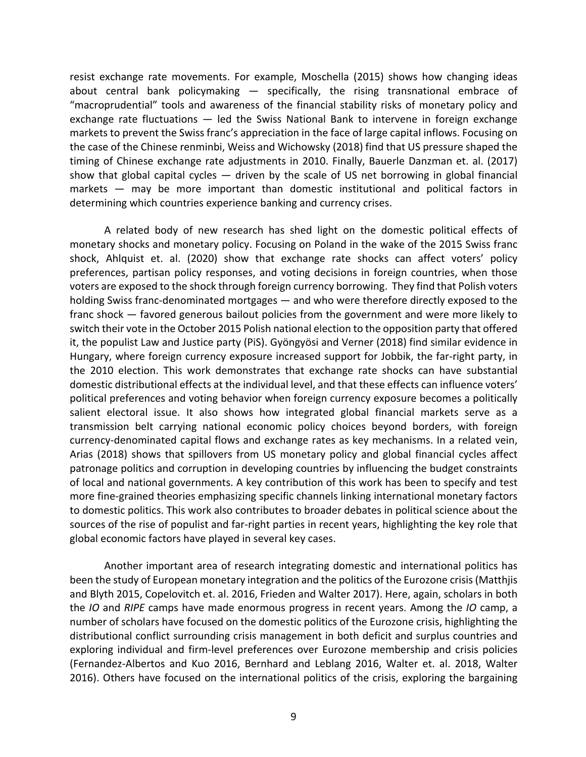resist exchange rate movements. For example, Moschella (2015) shows how changing ideas about central bank policymaking — specifically, the rising transnational embrace of "macroprudential" tools and awareness of the financial stability risks of monetary policy and exchange rate fluctuations — led the Swiss National Bank to intervene in foreign exchange markets to prevent the Swiss franc's appreciation in the face of large capital inflows. Focusing on the case of the Chinese renminbi, Weiss and Wichowsky (2018) find that US pressure shaped the timing of Chinese exchange rate adjustments in 2010. Finally, Bauerle Danzman et. al. (2017) show that global capital cycles — driven by the scale of US net borrowing in global financial markets — may be more important than domestic institutional and political factors in determining which countries experience banking and currency crises.

A related body of new research has shed light on the domestic political effects of monetary shocks and monetary policy. Focusing on Poland in the wake of the 2015 Swiss franc shock, Ahlquist et. al. (2020) show that exchange rate shocks can affect voters' policy preferences, partisan policy responses, and voting decisions in foreign countries, when those voters are exposed to the shock through foreign currency borrowing. They find that Polish voters holding Swiss franc-denominated mortgages — and who were therefore directly exposed to the franc shock — favored generous bailout policies from the government and were more likely to switch their vote in the October 2015 Polish national election to the opposition party that offered it, the populist Law and Justice party (PiS). Gyöngyösi and Verner (2018) find similar evidence in Hungary, where foreign currency exposure increased support for Jobbik, the far-right party, in the 2010 election. This work demonstrates that exchange rate shocks can have substantial domestic distributional effects at the individual level, and that these effects can influence voters' political preferences and voting behavior when foreign currency exposure becomes a politically salient electoral issue. It also shows how integrated global financial markets serve as a transmission belt carrying national economic policy choices beyond borders, with foreign currency-denominated capital flows and exchange rates as key mechanisms. In a related vein, Arias (2018) shows that spillovers from US monetary policy and global financial cycles affect patronage politics and corruption in developing countries by influencing the budget constraints of local and national governments. A key contribution of this work has been to specify and test more fine-grained theories emphasizing specific channels linking international monetary factors to domestic politics. This work also contributes to broader debates in political science about the sources of the rise of populist and far-right parties in recent years, highlighting the key role that global economic factors have played in several key cases.

Another important area of research integrating domestic and international politics has been the study of European monetary integration and the politics of the Eurozone crisis (Matthjis and Blyth 2015, Copelovitch et. al. 2016, Frieden and Walter 2017). Here, again, scholars in both the *IO* and *RIPE* camps have made enormous progress in recent years. Among the *IO* camp, a number of scholars have focused on the domestic politics of the Eurozone crisis, highlighting the distributional conflict surrounding crisis management in both deficit and surplus countries and exploring individual and firm-level preferences over Eurozone membership and crisis policies (Fernandez-Albertos and Kuo 2016, Bernhard and Leblang 2016, Walter et. al. 2018, Walter 2016). Others have focused on the international politics of the crisis, exploring the bargaining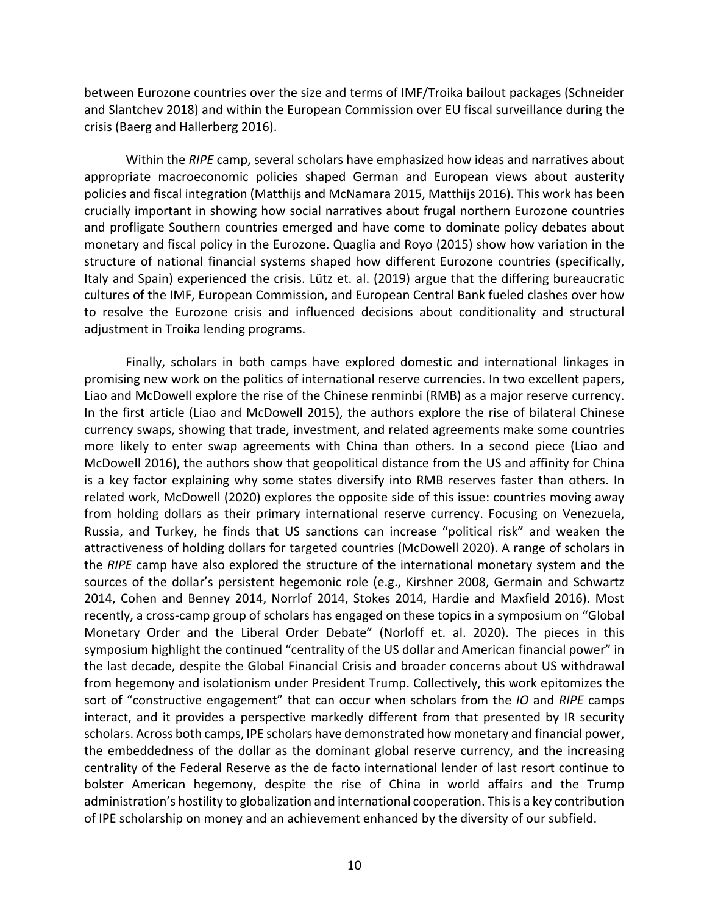between Eurozone countries over the size and terms of IMF/Troika bailout packages (Schneider and Slantchev 2018) and within the European Commission over EU fiscal surveillance during the crisis (Baerg and Hallerberg 2016).

Within the *RIPE* camp, several scholars have emphasized how ideas and narratives about appropriate macroeconomic policies shaped German and European views about austerity policies and fiscal integration (Matthijs and McNamara 2015, Matthijs 2016). This work has been crucially important in showing how social narratives about frugal northern Eurozone countries and profligate Southern countries emerged and have come to dominate policy debates about monetary and fiscal policy in the Eurozone. Quaglia and Royo (2015) show how variation in the structure of national financial systems shaped how different Eurozone countries (specifically, Italy and Spain) experienced the crisis. Lütz et. al. (2019) argue that the differing bureaucratic cultures of the IMF, European Commission, and European Central Bank fueled clashes over how to resolve the Eurozone crisis and influenced decisions about conditionality and structural adjustment in Troika lending programs.

Finally, scholars in both camps have explored domestic and international linkages in promising new work on the politics of international reserve currencies. In two excellent papers, Liao and McDowell explore the rise of the Chinese renminbi (RMB) as a major reserve currency. In the first article (Liao and McDowell 2015), the authors explore the rise of bilateral Chinese currency swaps, showing that trade, investment, and related agreements make some countries more likely to enter swap agreements with China than others. In a second piece (Liao and McDowell 2016), the authors show that geopolitical distance from the US and affinity for China is a key factor explaining why some states diversify into RMB reserves faster than others. In related work, McDowell (2020) explores the opposite side of this issue: countries moving away from holding dollars as their primary international reserve currency. Focusing on Venezuela, Russia, and Turkey, he finds that US sanctions can increase "political risk" and weaken the attractiveness of holding dollars for targeted countries (McDowell 2020). A range of scholars in the *RIPE* camp have also explored the structure of the international monetary system and the sources of the dollar's persistent hegemonic role (e.g., Kirshner 2008, Germain and Schwartz 2014, Cohen and Benney 2014, Norrlof 2014, Stokes 2014, Hardie and Maxfield 2016). Most recently, a cross-camp group of scholars has engaged on these topics in a symposium on "Global Monetary Order and the Liberal Order Debate" (Norloff et. al. 2020). The pieces in this symposium highlight the continued "centrality of the US dollar and American financial power" in the last decade, despite the Global Financial Crisis and broader concerns about US withdrawal from hegemony and isolationism under President Trump. Collectively, this work epitomizes the sort of "constructive engagement" that can occur when scholars from the *IO* and *RIPE* camps interact, and it provides a perspective markedly different from that presented by IR security scholars. Across both camps, IPE scholars have demonstrated how monetary and financial power, the embeddedness of the dollar as the dominant global reserve currency, and the increasing centrality of the Federal Reserve as the de facto international lender of last resort continue to bolster American hegemony, despite the rise of China in world affairs and the Trump administration's hostility to globalization and international cooperation. This is a key contribution of IPE scholarship on money and an achievement enhanced by the diversity of our subfield.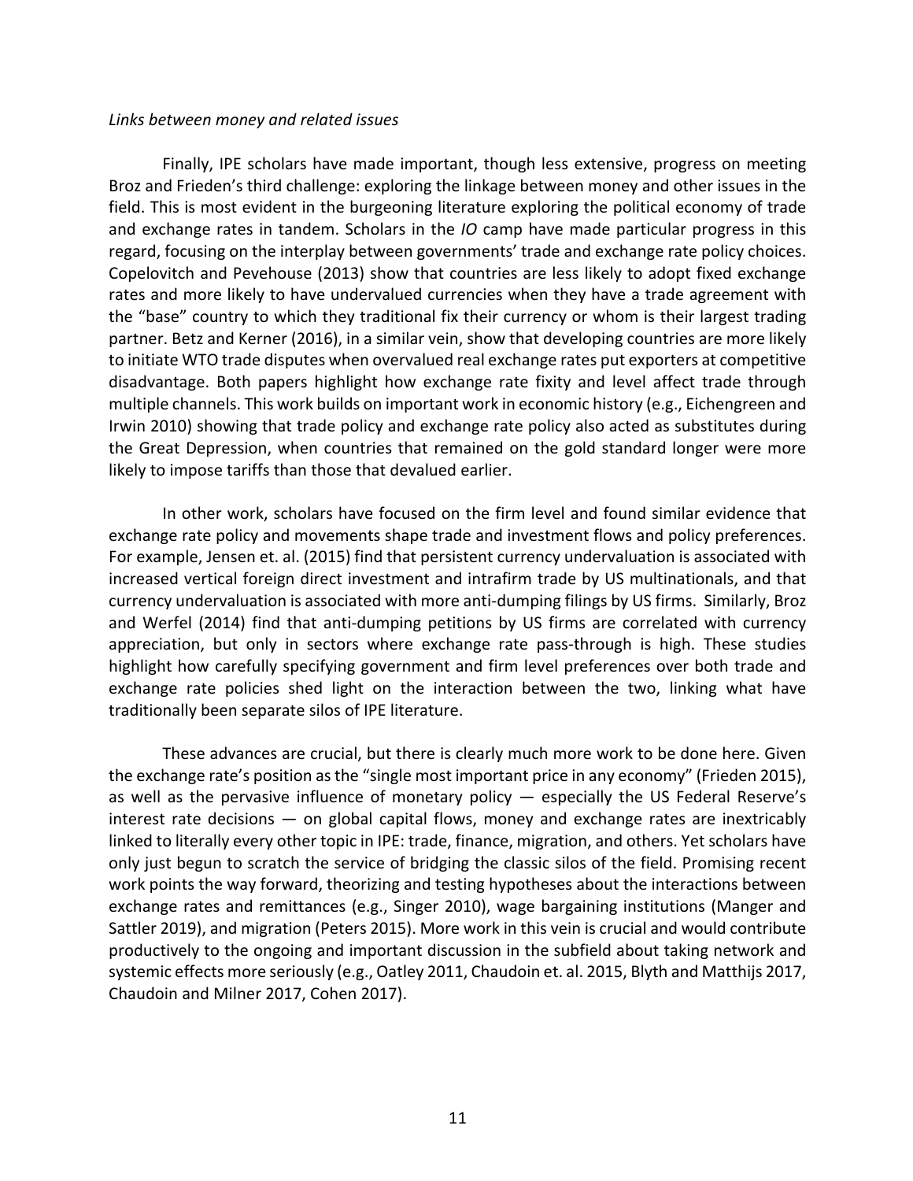*Links between money and related issues*

Finally, IPE scholars have made important, though less extensive, progress on meeting Broz and Frieden's third challenge: exploring the linkage between money and other issues in the field. This is most evident in the burgeoning literature exploring the political economy of trade and exchange rates in tandem. Scholars in the *IO* camp have made particular progress in this regard, focusing on the interplay between governments' trade and exchange rate policy choices. Copelovitch and Pevehouse (2013) show that countries are less likely to adopt fixed exchange rates and more likely to have undervalued currencies when they have a trade agreement with the "base" country to which they traditional fix their currency or whom is their largest trading partner. Betz and Kerner (2016), in a similar vein, show that developing countries are more likely to initiate WTO trade disputes when overvalued real exchange rates put exporters at competitive disadvantage. Both papers highlight how exchange rate fixity and level affect trade through multiple channels. This work builds on important work in economic history (e.g., Eichengreen and Irwin 2010) showing that trade policy and exchange rate policy also acted as substitutes during the Great Depression, when countries that remained on the gold standard longer were more likely to impose tariffs than those that devalued earlier.

In other work, scholars have focused on the firm level and found similar evidence that exchange rate policy and movements shape trade and investment flows and policy preferences. For example, Jensen et. al. (2015) find that persistent currency undervaluation is associated with increased vertical foreign direct investment and intrafirm trade by US multinationals, and that currency undervaluation is associated with more anti-dumping filings by US firms. Similarly, Broz and Werfel (2014) find that anti-dumping petitions by US firms are correlated with currency appreciation, but only in sectors where exchange rate pass-through is high. These studies highlight how carefully specifying government and firm level preferences over both trade and exchange rate policies shed light on the interaction between the two, linking what have traditionally been separate silos of IPE literature.

These advances are crucial, but there is clearly much more work to be done here. Given the exchange rate's position as the "single most important price in any economy" (Frieden 2015), as well as the pervasive influence of monetary policy — especially the US Federal Reserve's interest rate decisions — on global capital flows, money and exchange rates are inextricably linked to literally every other topic in IPE: trade, finance, migration, and others. Yet scholars have only just begun to scratch the service of bridging the classic silos of the field. Promising recent work points the way forward, theorizing and testing hypotheses about the interactions between exchange rates and remittances (e.g., Singer 2010), wage bargaining institutions (Manger and Sattler 2019), and migration (Peters 2015). More work in this vein is crucial and would contribute productively to the ongoing and important discussion in the subfield about taking network and systemic effects more seriously (e.g., Oatley 2011, Chaudoin et. al. 2015, Blyth and Matthijs 2017, Chaudoin and Milner 2017, Cohen 2017).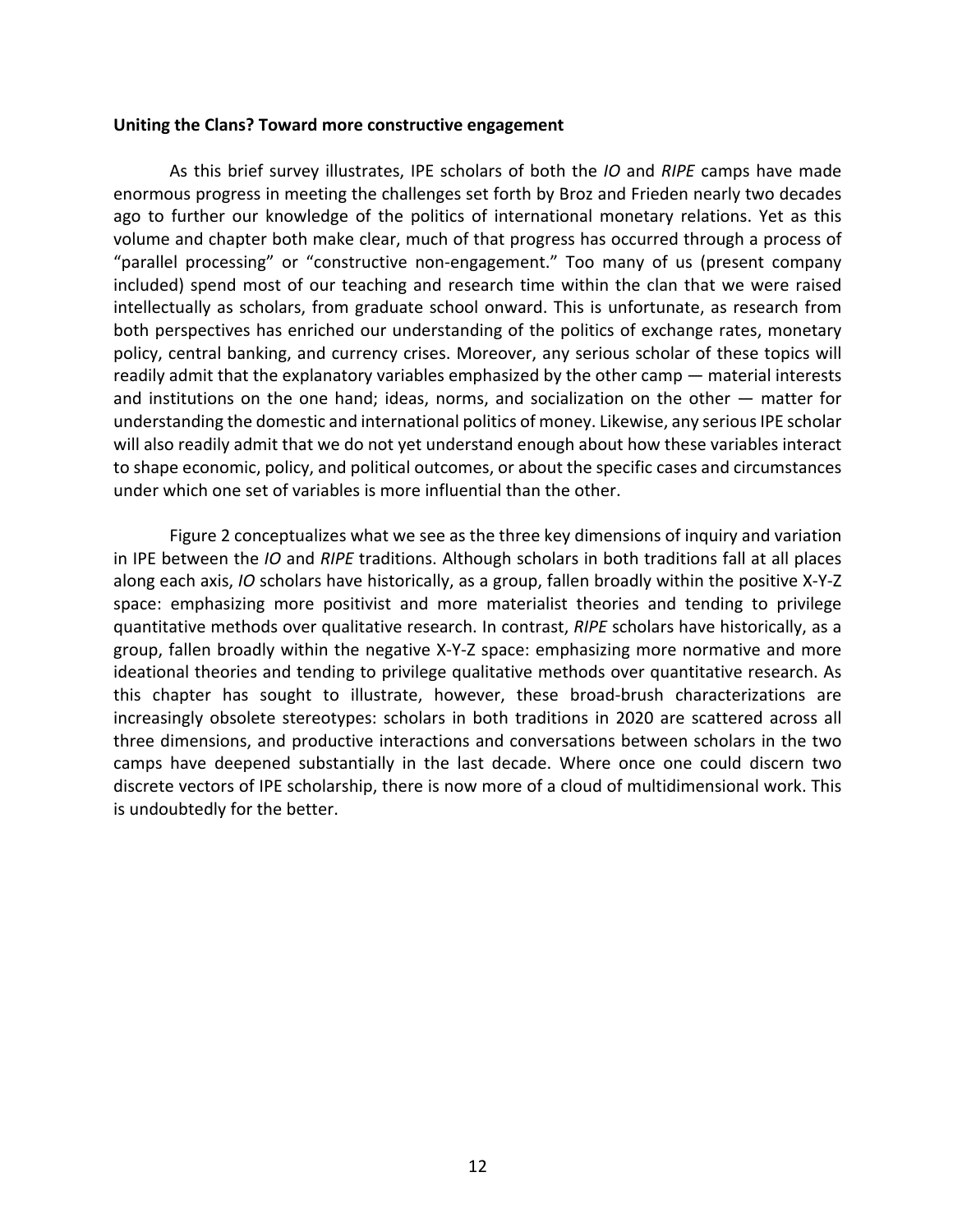**Uniting the Clans? Toward more constructive engagement**

As this brief survey illustrates, IPE scholars of both the *IO* and *RIPE* camps have made enormous progress in meeting the challenges set forth by Broz and Frieden nearly two decades ago to further our knowledge of the politics of international monetary relations. Yet as this volume and chapter both make clear, much of that progress has occurred through a process of "parallel processing" or "constructive non-engagement." Too many of us (present company included) spend most of our teaching and research time within the clan that we were raised intellectually as scholars, from graduate school onward. This is unfortunate, as research from both perspectives has enriched our understanding of the politics of exchange rates, monetary policy, central banking, and currency crises. Moreover, any serious scholar of these topics will readily admit that the explanatory variables emphasized by the other camp — material interests and institutions on the one hand; ideas, norms, and socialization on the other — matter for understanding the domestic and international politics of money. Likewise, any serious IPE scholar will also readily admit that we do not yet understand enough about how these variables interact to shape economic, policy, and political outcomes, or about the specific cases and circumstances under which one set of variables is more influential than the other.

Figure 2 conceptualizes what we see as the three key dimensions of inquiry and variation in IPE between the *IO* and *RIPE* traditions. Although scholars in both traditions fall at all places along each axis, *IO* scholars have historically, as a group, fallen broadly within the positive X-Y-Z space: emphasizing more positivist and more materialist theories and tending to privilege quantitative methods over qualitative research. In contrast, *RIPE* scholars have historically, as a group, fallen broadly within the negative X-Y-Z space: emphasizing more normative and more ideational theories and tending to privilege qualitative methods over quantitative research. As this chapter has sought to illustrate, however, these broad-brush characterizations are increasingly obsolete stereotypes: scholars in both traditions in 2020 are scattered across all three dimensions, and productive interactions and conversations between scholars in the two camps have deepened substantially in the last decade. Where once one could discern two discrete vectors of IPE scholarship, there is now more of a cloud of multidimensional work. This is undoubtedly for the better.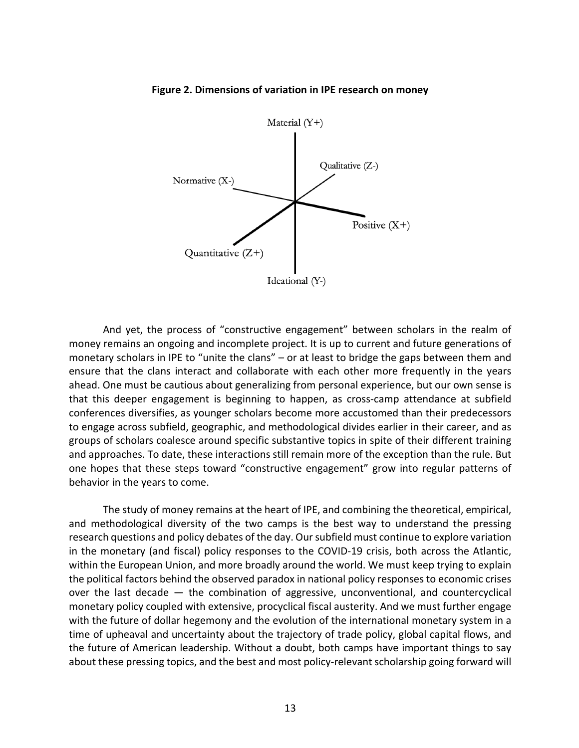**Figure 2. Dimensions of variation in IPE research on money**

Material (Y+)

Qualitative (Z-)

Normative (X-)

Positive (X+)

Quantitative (Z+)

Ideational (Y-)

And yet, the process of "constructive engagement" between scholars in the realm of money remains an ongoing and incomplete project. It is up to current and future generations of monetary scholars in IPE to "unite the clans" – or at least to bridge the gaps between them and ensure that the clans interact and collaborate with each other more frequently in the years ahead. One must be cautious about generalizing from personal experience, but our own sense is that this deeper engagement is beginning to happen, as cross-camp attendance at subfield conferences diversifies, as younger scholars become more accustomed than their predecessors to engage across subfield, geographic, and methodological divides earlier in their career, and as groups of scholars coalesce around specific substantive topics in spite of their different training and approaches. To date, these interactions still remain more of the exception than the rule. But one hopes that these steps toward "constructive engagement" grow into regular patterns of behavior in the years to come.

The study of money remains at the heart of IPE, and combining the theoretical, empirical, and methodological diversity of the two camps is the best way to understand the pressing research questions and policy debates of the day. Our subfield must continue to explore variation in the monetary (and fiscal) policy responses to the COVID-19 crisis, both across the Atlantic, within the European Union, and more broadly around the world. We must keep trying to explain the political factors behind the observed paradox in national policy responses to economic crises over the last decade — the combination of aggressive, unconventional, and countercyclical monetary policy coupled with extensive, procyclical fiscal austerity. And we must further engage with the future of dollar hegemony and the evolution of the international monetary system in a time of upheaval and uncertainty about the trajectory of trade policy, global capital flows, and the future of American leadership. Without a doubt, both camps have important things to say about these pressing topics, and the best and most policy-relevant scholarship going forward will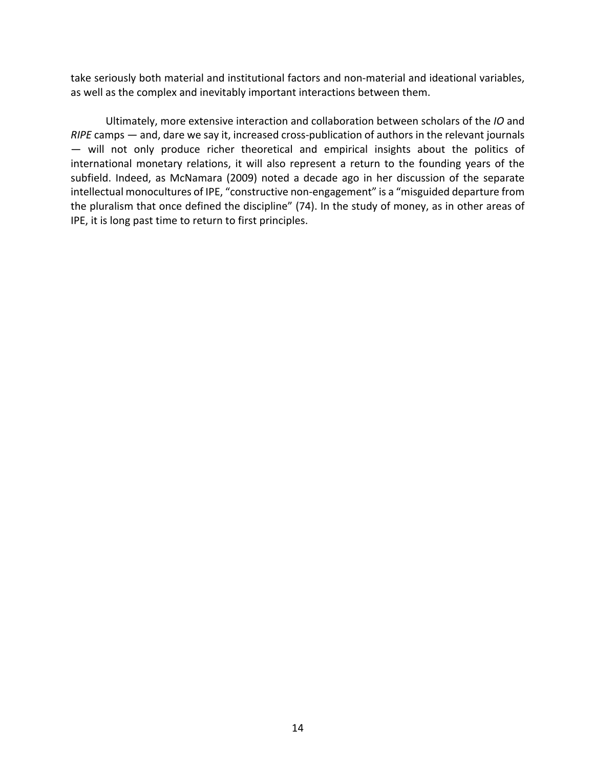take seriously both material and institutional factors and non-material and ideational variables, as well as the complex and inevitably important interactions between them.

Ultimately, more extensive interaction and collaboration between scholars of the *IO* and *RIPE* camps — and, dare we say it, increased cross-publication of authors in the relevant journals — will not only produce richer theoretical and empirical insights about the politics of international monetary relations, it will also represent a return to the founding years of the subfield. Indeed, as McNamara (2009) noted a decade ago in her discussion of the separate intellectual monocultures of IPE, "constructive non-engagement" is a "misguided departure from the pluralism that once defined the discipline" (74). In the study of money, as in other areas of IPE, it is long past time to return to first principles.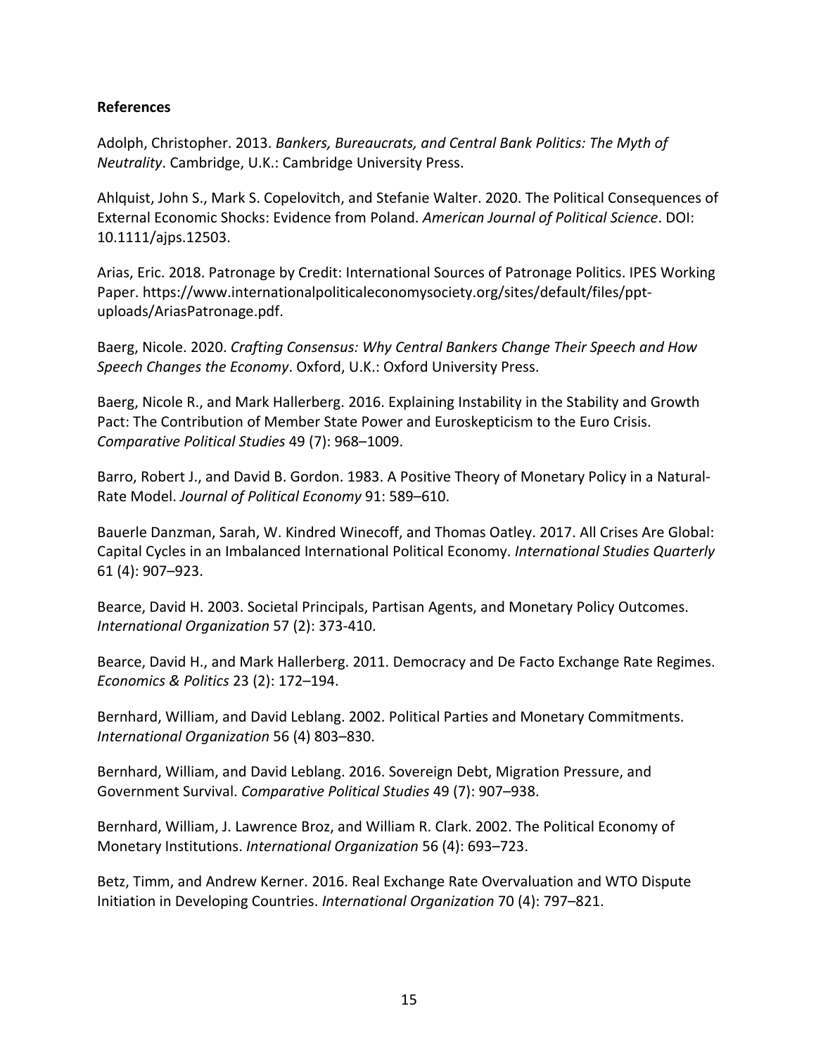**References**

Adolph, Christopher. 2013. *Bankers, Bureaucrats, and Central Bank Politics: The Myth of Neutrality*. Cambridge, U.K.: Cambridge University Press.

Ahlquist, John S., Mark S. Copelovitch, and Stefanie Walter. 2020. The Political Consequences of External Economic Shocks: Evidence from Poland. *American Journal of Political Science*. DOI: 10.1111/ajps.12503.

Arias, Eric. 2018. Patronage by Credit: International Sources of Patronage Politics. IPES Working Paper. https://www.internationalpoliticaleconomysociety.org/sites/default/files/ppt-uploads/AriasPatronage.pdf.

Baerg, Nicole. 2020. *Crafting Consensus: Why Central Bankers Change Their Speech and How Speech Changes the Economy*. Oxford, U.K.: Oxford University Press.

Baerg, Nicole R., and Mark Hallerberg. 2016. Explaining Instability in the Stability and Growth Pact: The Contribution of Member State Power and Euroskepticism to the Euro Crisis. *Comparative Political Studies* 49 (7): 968–1009.

Barro, Robert J., and David B. Gordon. 1983. A Positive Theory of Monetary Policy in a Natural-Rate Model. *Journal of Political Economy* 91: 589–610.

Bauerle Danzman, Sarah, W. Kindred Winecoff, and Thomas Oatley. 2017. All Crises Are Global: Capital Cycles in an Imbalanced International Political Economy. *International Studies Quarterly* 61 (4): 907–923.

Bearce, David H. 2003. Societal Principals, Partisan Agents, and Monetary Policy Outcomes. *International Organization* 57 (2): 373-410.

Bearce, David H., and Mark Hallerberg. 2011. Democracy and De Facto Exchange Rate Regimes. *Economics & Politics* 23 (2): 172–194.

Bernhard, William, and David Leblang. 2002. Political Parties and Monetary Commitments. *International Organization* 56 (4) 803–830.

Bernhard, William, and David Leblang. 2016. Sovereign Debt, Migration Pressure, and Government Survival. *Comparative Political Studies* 49 (7): 907–938.

Bernhard, William, J. Lawrence Broz, and William R. Clark. 2002. The Political Economy of Monetary Institutions. *International Organization* 56 (4): 693–723.

Betz, Timm, and Andrew Kerner. 2016. Real Exchange Rate Overvaluation and WTO Dispute Initiation in Developing Countries. *International Organization* 70 (4): 797–821.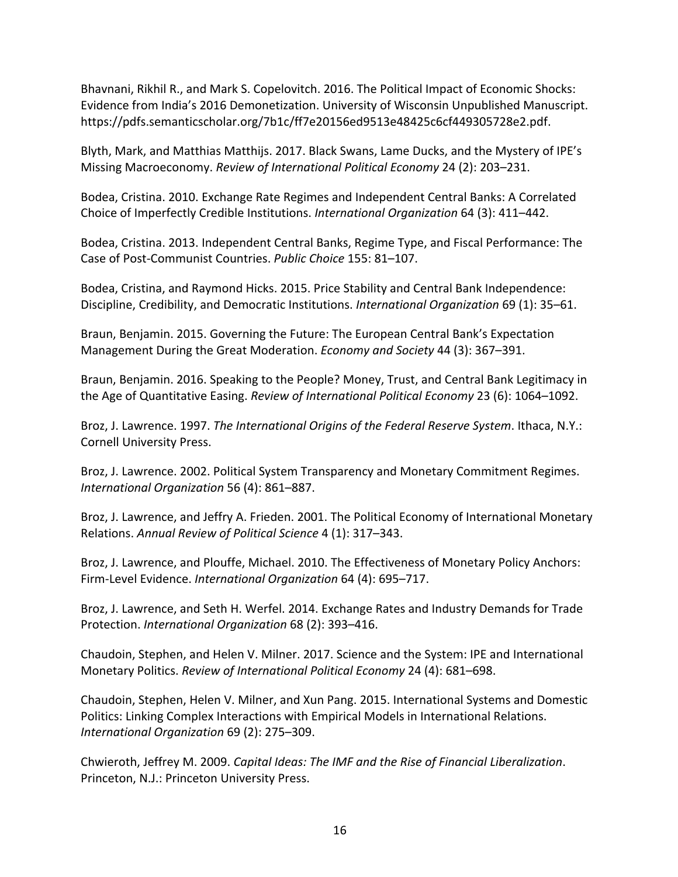Bhavnani, Rikhil R., and Mark S. Copelovitch. 2016. The Political Impact of Economic Shocks: Evidence from India's 2016 Demonetization. University of Wisconsin Unpublished Manuscript. https://pdfs.semanticscholar.org/7b1c/ff7e20156ed9513e48425c6cf449305728e2.pdf.

Blyth, Mark, and Matthias Matthijs. 2017. Black Swans, Lame Ducks, and the Mystery of IPE's Missing Macroeconomy. *Review of International Political Economy* 24 (2): 203–231.

Bodea, Cristina. 2010. Exchange Rate Regimes and Independent Central Banks: A Correlated Choice of Imperfectly Credible Institutions. *International Organization* 64 (3): 411–442.

Bodea, Cristina. 2013. Independent Central Banks, Regime Type, and Fiscal Performance: The Case of Post-Communist Countries. *Public Choice* 155: 81–107.

Bodea, Cristina, and Raymond Hicks. 2015. Price Stability and Central Bank Independence: Discipline, Credibility, and Democratic Institutions. *International Organization* 69 (1): 35–61.

Braun, Benjamin. 2015. Governing the Future: The European Central Bank's Expectation Management During the Great Moderation. *Economy and Society* 44 (3): 367–391.

Braun, Benjamin. 2016. Speaking to the People? Money, Trust, and Central Bank Legitimacy in the Age of Quantitative Easing. *Review of International Political Economy* 23 (6): 1064–1092.

Broz, J. Lawrence. 1997. *The International Origins of the Federal Reserve System*. Ithaca, N.Y.: Cornell University Press.

Broz, J. Lawrence. 2002. Political System Transparency and Monetary Commitment Regimes. *International Organization* 56 (4): 861–887.

Broz, J. Lawrence, and Jeffry A. Frieden. 2001. The Political Economy of International Monetary Relations. *Annual Review of Political Science* 4 (1): 317–343.

Broz, J. Lawrence, and Plouffe, Michael. 2010. The Effectiveness of Monetary Policy Anchors: Firm-Level Evidence. *International Organization* 64 (4): 695–717.

Broz, J. Lawrence, and Seth H. Werfel. 2014. Exchange Rates and Industry Demands for Trade Protection. *International Organization* 68 (2): 393–416.

Chaudoin, Stephen, and Helen V. Milner. 2017. Science and the System: IPE and International Monetary Politics. *Review of International Political Economy* 24 (4): 681–698.

Chaudoin, Stephen, Helen V. Milner, and Xun Pang. 2015. International Systems and Domestic Politics: Linking Complex Interactions with Empirical Models in International Relations. *International Organization* 69 (2): 275–309.

Chwieroth, Jeffrey M. 2009. *Capital Ideas: The IMF and the Rise of Financial Liberalization*. Princeton, N.J.: Princeton University Press.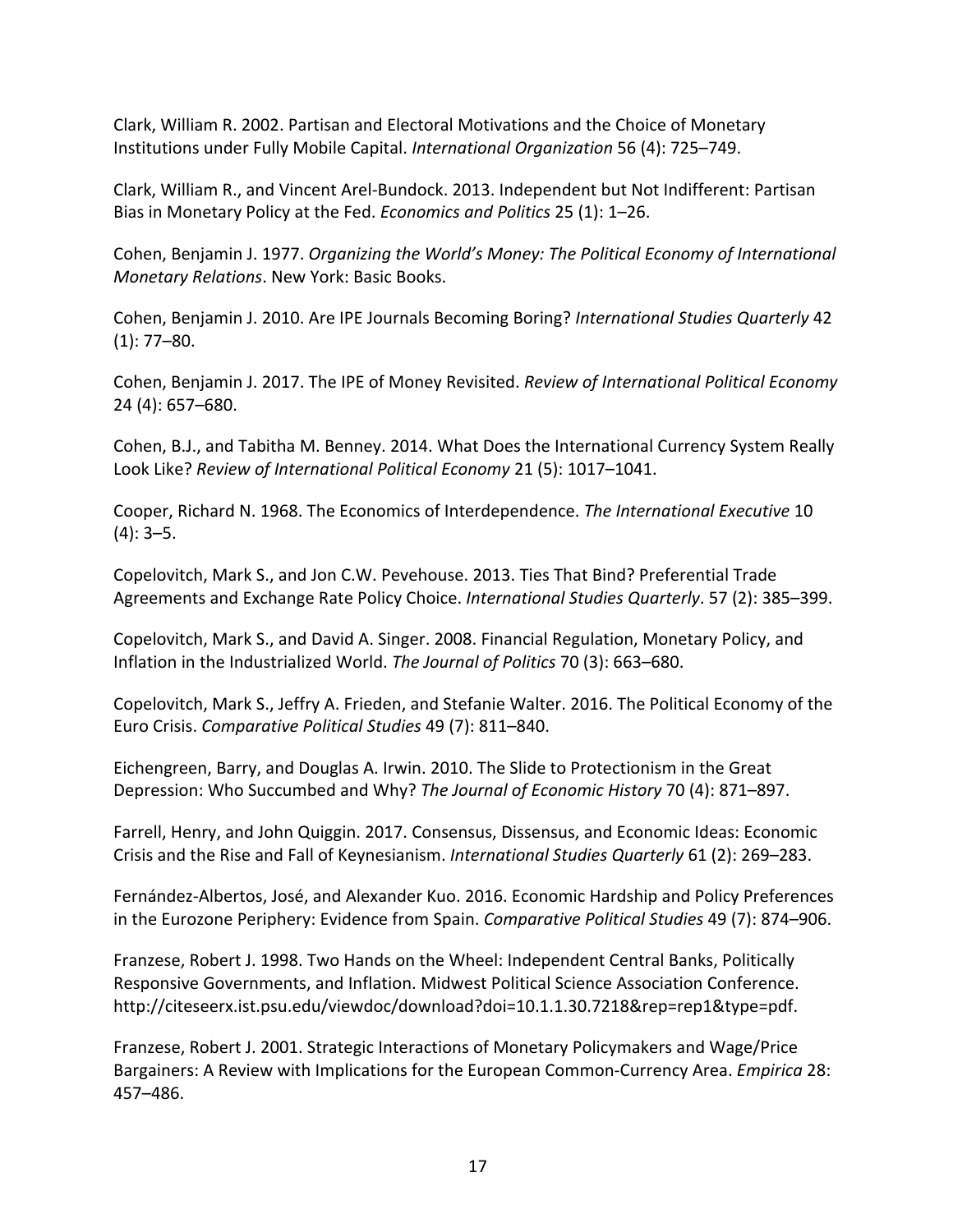Clark, William R. 2002. Partisan and Electoral Motivations and the Choice of Monetary Institutions under Fully Mobile Capital. *International Organization* 56 (4): 725–749.

Clark, William R., and Vincent Arel-Bundock. 2013. Independent but Not Indifferent: Partisan Bias in Monetary Policy at the Fed. *Economics and Politics* 25 (1): 1–26.

Cohen, Benjamin J. 1977. *Organizing the World's Money: The Political Economy of International Monetary Relations*. New York: Basic Books.

Cohen, Benjamin J. 2010. Are IPE Journals Becoming Boring? *International Studies Quarterly* 42 (1): 77–80.

Cohen, Benjamin J. 2017. The IPE of Money Revisited. *Review of International Political Economy* 24 (4): 657–680.

Cohen, B.J., and Tabitha M. Benney. 2014. What Does the International Currency System Really Look Like? *Review of International Political Economy* 21 (5): 1017–1041.

Cooper, Richard N. 1968. The Economics of Interdependence. *The International Executive* 10 (4): 3–5.

Copelovitch, Mark S., and Jon C.W. Pevehouse. 2013. Ties That Bind? Preferential Trade Agreements and Exchange Rate Policy Choice. *International Studies Quarterly*. 57 (2): 385–399.

Copelovitch, Mark S., and David A. Singer. 2008. Financial Regulation, Monetary Policy, and Inflation in the Industrialized World. *The Journal of Politics* 70 (3): 663–680.

Copelovitch, Mark S., Jeffry A. Frieden, and Stefanie Walter. 2016. The Political Economy of the Euro Crisis. *Comparative Political Studies* 49 (7): 811–840.

Eichengreen, Barry, and Douglas A. Irwin. 2010. The Slide to Protectionism in the Great Depression: Who Succumbed and Why? *The Journal of Economic History* 70 (4): 871–897.

Farrell, Henry, and John Quiggin. 2017. Consensus, Dissensus, and Economic Ideas: Economic Crisis and the Rise and Fall of Keynesianism. *International Studies Quarterly* 61 (2): 269–283.

Fernández-Albertos, José, and Alexander Kuo. 2016. Economic Hardship and Policy Preferences in the Eurozone Periphery: Evidence from Spain. *Comparative Political Studies* 49 (7): 874–906.

Franzese, Robert J. 1998. Two Hands on the Wheel: Independent Central Banks, Politically Responsive Governments, and Inflation. Midwest Political Science Association Conference. http://citeseerx.ist.psu.edu/viewdoc/download?doi=10.1.1.30.7218&rep=rep1&type=pdf.

Franzese, Robert J. 2001. Strategic Interactions of Monetary Policymakers and Wage/Price Bargainers: A Review with Implications for the European Common-Currency Area. *Empirica* 28: 457–486.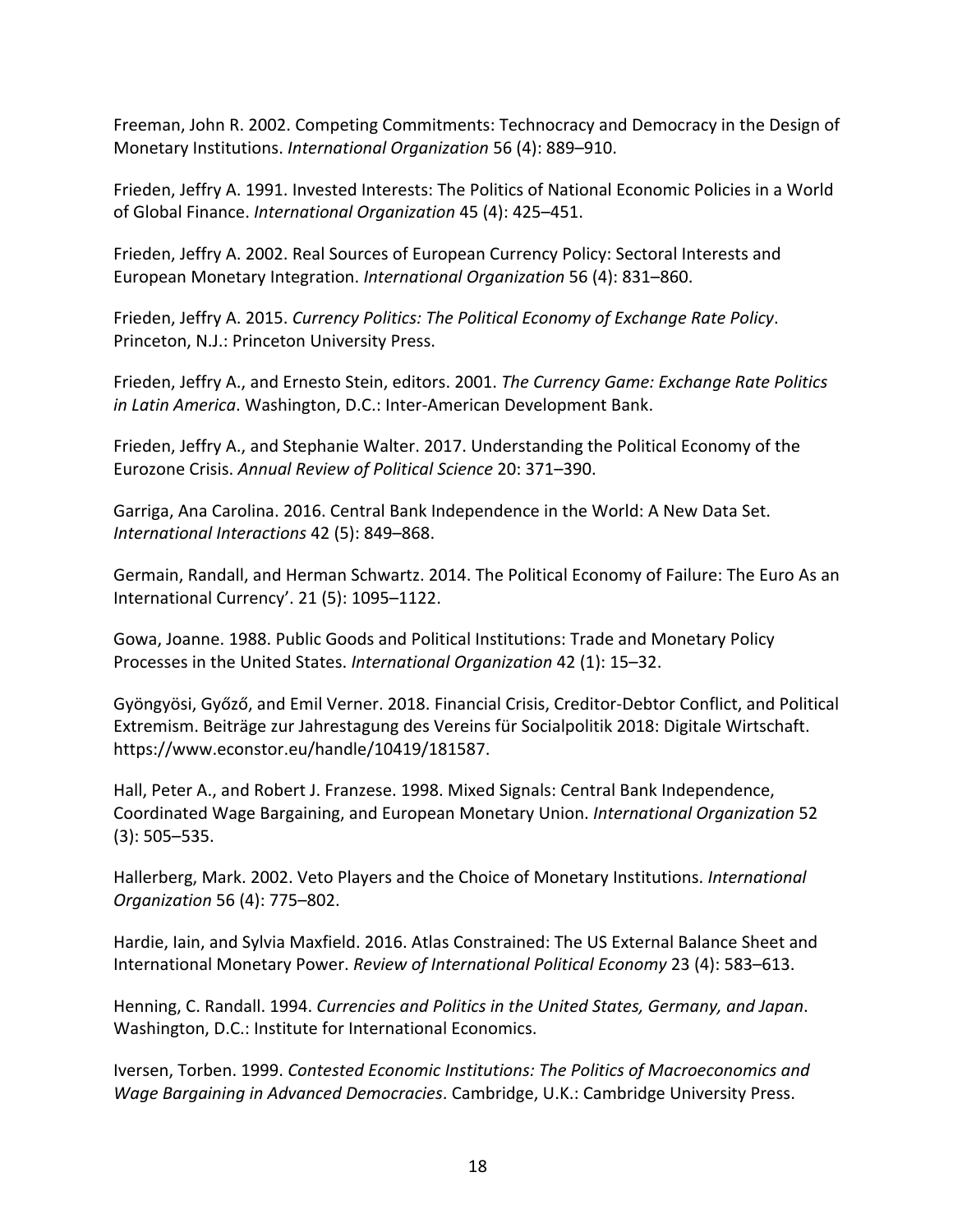Freeman, John R. 2002. Competing Commitments: Technocracy and Democracy in the Design of Monetary Institutions. *International Organization* 56 (4): 889–910.

Frieden, Jeffry A. 1991. Invested Interests: The Politics of National Economic Policies in a World of Global Finance. *International Organization* 45 (4): 425–451.

Frieden, Jeffry A. 2002. Real Sources of European Currency Policy: Sectoral Interests and European Monetary Integration. *International Organization* 56 (4): 831–860.

Frieden, Jeffry A. 2015. *Currency Politics: The Political Economy of Exchange Rate Policy*. Princeton, N.J.: Princeton University Press.

Frieden, Jeffry A., and Ernesto Stein, editors. 2001. *The Currency Game: Exchange Rate Politics in Latin America*. Washington, D.C.: Inter-American Development Bank.

Frieden, Jeffry A., and Stephanie Walter. 2017. Understanding the Political Economy of the Eurozone Crisis. *Annual Review of Political Science* 20: 371–390.

Garriga, Ana Carolina. 2016. Central Bank Independence in the World: A New Data Set. *International Interactions* 42 (5): 849–868.

Germain, Randall, and Herman Schwartz. 2014. The Political Economy of Failure: The Euro As an International Currency'. 21 (5): 1095–1122.

Gowa, Joanne. 1988. Public Goods and Political Institutions: Trade and Monetary Policy Processes in the United States. *International Organization* 42 (1): 15–32.

Gyöngyösi, Győző, and Emil Verner. 2018. Financial Crisis, Creditor-Debtor Conflict, and Political Extremism. Beiträge zur Jahrestagung des Vereins für Socialpolitik 2018: Digitale Wirtschaft. https://www.econstor.eu/handle/10419/181587.

Hall, Peter A., and Robert J. Franzese. 1998. Mixed Signals: Central Bank Independence, Coordinated Wage Bargaining, and European Monetary Union. *International Organization* 52 (3): 505–535.

Hallerberg, Mark. 2002. Veto Players and the Choice of Monetary Institutions. *International Organization* 56 (4): 775–802.

Hardie, Iain, and Sylvia Maxfield. 2016. Atlas Constrained: The US External Balance Sheet and International Monetary Power. *Review of International Political Economy* 23 (4): 583–613.

Henning, C. Randall. 1994. *Currencies and Politics in the United States, Germany, and Japan*. Washington, D.C.: Institute for International Economics.

Iversen, Torben. 1999. *Contested Economic Institutions: The Politics of Macroeconomics and Wage Bargaining in Advanced Democracies*. Cambridge, U.K.: Cambridge University Press.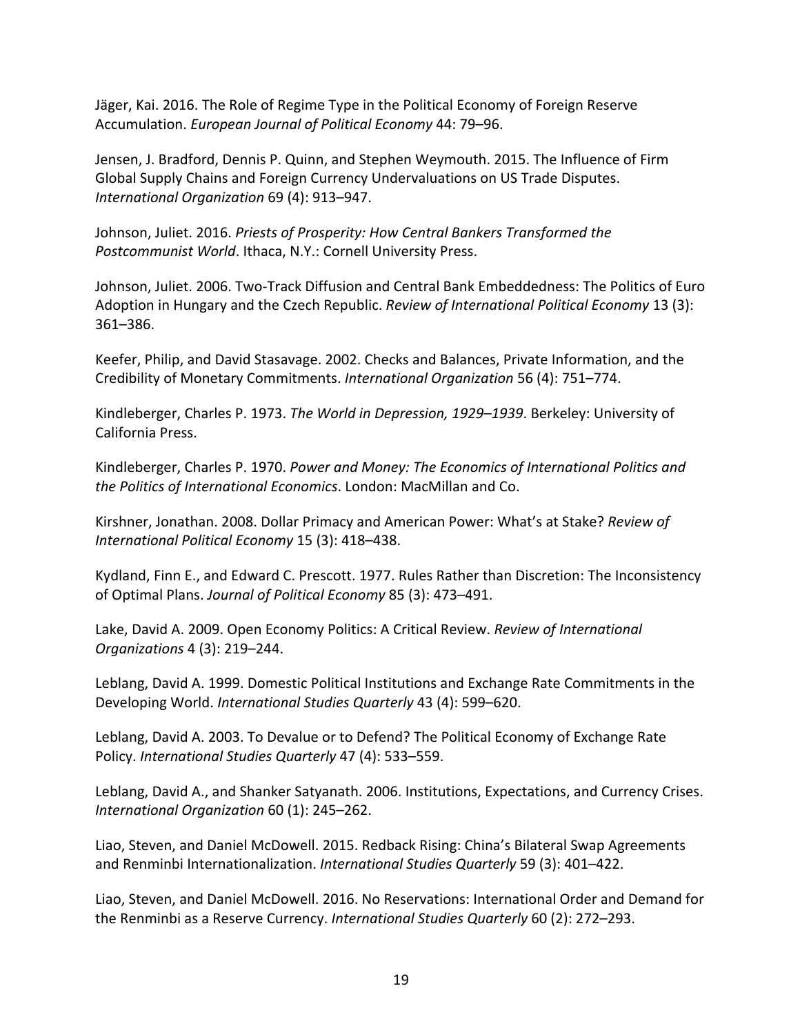Jäger, Kai. 2016. The Role of Regime Type in the Political Economy of Foreign Reserve Accumulation. *European Journal of Political Economy* 44: 79–96.

Jensen, J. Bradford, Dennis P. Quinn, and Stephen Weymouth. 2015. The Influence of Firm Global Supply Chains and Foreign Currency Undervaluations on US Trade Disputes. *International Organization* 69 (4): 913–947.

Johnson, Juliet. 2016. *Priests of Prosperity: How Central Bankers Transformed the Postcommunist World*. Ithaca, N.Y.: Cornell University Press.

Johnson, Juliet. 2006. Two-Track Diffusion and Central Bank Embeddedness: The Politics of Euro Adoption in Hungary and the Czech Republic. *Review of International Political Economy* 13 (3): 361–386.

Keefer, Philip, and David Stasavage. 2002. Checks and Balances, Private Information, and the Credibility of Monetary Commitments. *International Organization* 56 (4): 751–774.

Kindleberger, Charles P. 1973. *The World in Depression, 1929–1939*. Berkeley: University of California Press.

Kindleberger, Charles P. 1970. *Power and Money: The Economics of International Politics and the Politics of International Economics*. London: MacMillan and Co.

Kirshner, Jonathan. 2008. Dollar Primacy and American Power: What's at Stake? *Review of International Political Economy* 15 (3): 418–438.

Kydland, Finn E., and Edward C. Prescott. 1977. Rules Rather than Discretion: The Inconsistency of Optimal Plans. *Journal of Political Economy* 85 (3): 473–491.

Lake, David A. 2009. Open Economy Politics: A Critical Review. *Review of International Organizations* 4 (3): 219–244.

Leblang, David A. 1999. Domestic Political Institutions and Exchange Rate Commitments in the Developing World. *International Studies Quarterly* 43 (4): 599–620.

Leblang, David A. 2003. To Devalue or to Defend? The Political Economy of Exchange Rate Policy. *International Studies Quarterly* 47 (4): 533–559.

Leblang, David A., and Shanker Satyanath. 2006. Institutions, Expectations, and Currency Crises. *International Organization* 60 (1): 245–262.

Liao, Steven, and Daniel McDowell. 2015. Redback Rising: China's Bilateral Swap Agreements and Renminbi Internationalization. *International Studies Quarterly* 59 (3): 401–422.

Liao, Steven, and Daniel McDowell. 2016. No Reservations: International Order and Demand for the Renminbi as a Reserve Currency. *International Studies Quarterly* 60 (2): 272–293.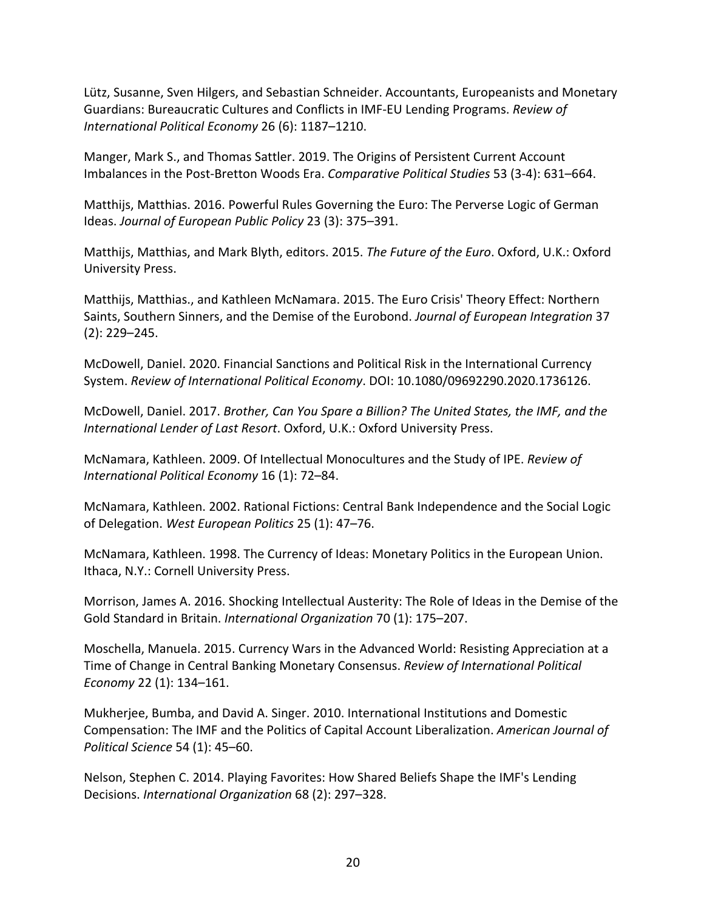Lütz, Susanne, Sven Hilgers, and Sebastian Schneider. Accountants, Europeanists and Monetary Guardians: Bureaucratic Cultures and Conflicts in IMF-EU Lending Programs. *Review of International Political Economy* 26 (6): 1187–1210.

Manger, Mark S., and Thomas Sattler. 2019. The Origins of Persistent Current Account Imbalances in the Post-Bretton Woods Era. *Comparative Political Studies* 53 (3-4): 631–664.

Matthijs, Matthias. 2016. Powerful Rules Governing the Euro: The Perverse Logic of German Ideas. *Journal of European Public Policy* 23 (3): 375–391.

Matthijs, Matthias, and Mark Blyth, editors. 2015. *The Future of the Euro*. Oxford, U.K.: Oxford University Press.

Matthijs, Matthias., and Kathleen McNamara. 2015. The Euro Crisis' Theory Effect: Northern Saints, Southern Sinners, and the Demise of the Eurobond. *Journal of European Integration* 37 (2): 229–245.

McDowell, Daniel. 2020. Financial Sanctions and Political Risk in the International Currency System. *Review of International Political Economy*. DOI: 10.1080/09692290.2020.1736126.

McDowell, Daniel. 2017. *Brother, Can You Spare a Billion? The United States, the IMF, and the International Lender of Last Resort*. Oxford, U.K.: Oxford University Press.

McNamara, Kathleen. 2009. Of Intellectual Monocultures and the Study of IPE. *Review of International Political Economy* 16 (1): 72–84.

McNamara, Kathleen. 2002. Rational Fictions: Central Bank Independence and the Social Logic of Delegation. *West European Politics* 25 (1): 47–76.

McNamara, Kathleen. 1998. The Currency of Ideas: Monetary Politics in the European Union. Ithaca, N.Y.: Cornell University Press.

Morrison, James A. 2016. Shocking Intellectual Austerity: The Role of Ideas in the Demise of the Gold Standard in Britain. *International Organization* 70 (1): 175–207.

Moschella, Manuela. 2015. Currency Wars in the Advanced World: Resisting Appreciation at a Time of Change in Central Banking Monetary Consensus. *Review of International Political Economy* 22 (1): 134–161.

Mukherjee, Bumba, and David A. Singer. 2010. International Institutions and Domestic Compensation: The IMF and the Politics of Capital Account Liberalization. *American Journal of Political Science* 54 (1): 45–60.

Nelson, Stephen C. 2014. Playing Favorites: How Shared Beliefs Shape the IMF's Lending Decisions. *International Organization* 68 (2): 297–328.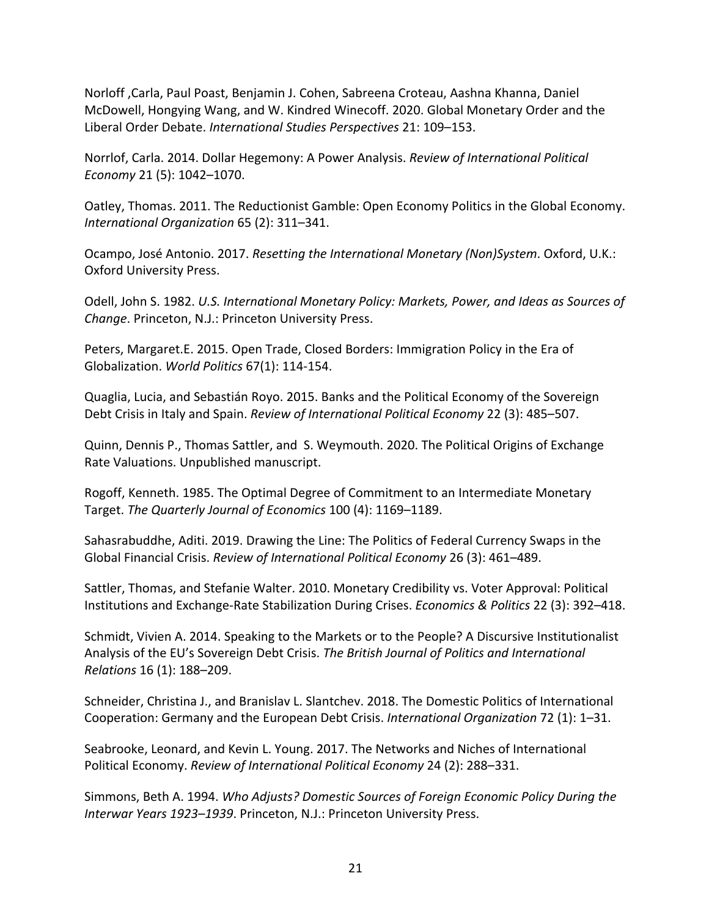Norloff ,Carla, Paul Poast, Benjamin J. Cohen, Sabreena Croteau, Aashna Khanna, Daniel McDowell, Hongying Wang, and W. Kindred Winecoff. 2020. Global Monetary Order and the Liberal Order Debate. *International Studies Perspectives* 21: 109–153.

Norrlof, Carla. 2014. Dollar Hegemony: A Power Analysis. *Review of International Political Economy* 21 (5): 1042–1070.

Oatley, Thomas. 2011. The Reductionist Gamble: Open Economy Politics in the Global Economy. *International Organization* 65 (2): 311–341.

Ocampo, José Antonio. 2017. *Resetting the International Monetary (Non)System*. Oxford, U.K.: Oxford University Press.

Odell, John S. 1982. *U.S. International Monetary Policy: Markets, Power, and Ideas as Sources of Change*. Princeton, N.J.: Princeton University Press.

Peters, Margaret.E. 2015. Open Trade, Closed Borders: Immigration Policy in the Era of Globalization. *World Politics* 67(1): 114-154.

Quaglia, Lucia, and Sebastián Royo. 2015. Banks and the Political Economy of the Sovereign Debt Crisis in Italy and Spain. *Review of International Political Economy* 22 (3): 485–507.

Quinn, Dennis P., Thomas Sattler, and S. Weymouth. 2020. The Political Origins of Exchange Rate Valuations. Unpublished manuscript.

Rogoff, Kenneth. 1985. The Optimal Degree of Commitment to an Intermediate Monetary Target. *The Quarterly Journal of Economics* 100 (4): 1169–1189.

Sahasrabuddhe, Aditi. 2019. Drawing the Line: The Politics of Federal Currency Swaps in the Global Financial Crisis. *Review of International Political Economy* 26 (3): 461–489.

Sattler, Thomas, and Stefanie Walter. 2010. Monetary Credibility vs. Voter Approval: Political Institutions and Exchange-Rate Stabilization During Crises. *Economics & Politics* 22 (3): 392–418.

Schmidt, Vivien A. 2014. Speaking to the Markets or to the People? A Discursive Institutionalist Analysis of the EU's Sovereign Debt Crisis. *The British Journal of Politics and International Relations* 16 (1): 188–209.

Schneider, Christina J., and Branislav L. Slantchev. 2018. The Domestic Politics of International Cooperation: Germany and the European Debt Crisis. *International Organization* 72 (1): 1–31.

Seabrooke, Leonard, and Kevin L. Young. 2017. The Networks and Niches of International Political Economy. *Review of International Political Economy* 24 (2): 288–331.

Simmons, Beth A. 1994. *Who Adjusts? Domestic Sources of Foreign Economic Policy During the Interwar Years 1923–1939*. Princeton, N.J.: Princeton University Press.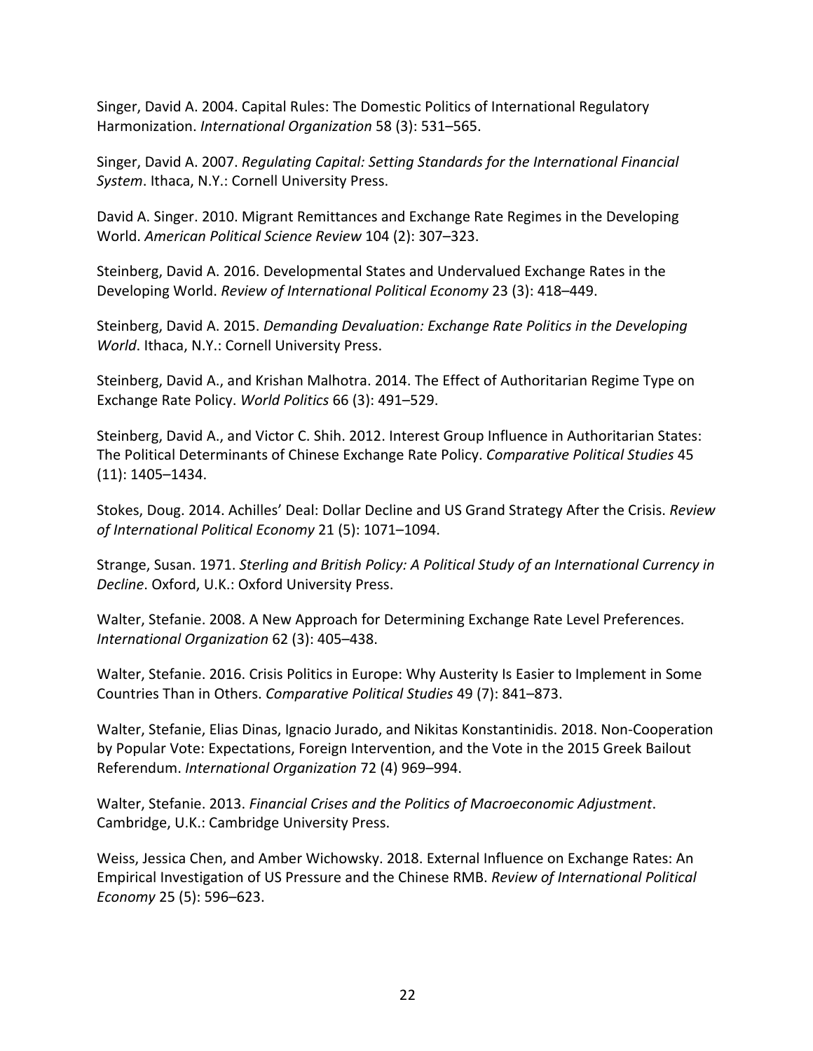Singer, David A. 2004. Capital Rules: The Domestic Politics of International Regulatory Harmonization. *International Organization* 58 (3): 531–565.

Singer, David A. 2007. *Regulating Capital: Setting Standards for the International Financial System*. Ithaca, N.Y.: Cornell University Press.

David A. Singer. 2010. Migrant Remittances and Exchange Rate Regimes in the Developing World. *American Political Science Review* 104 (2): 307–323.

Steinberg, David A. 2016. Developmental States and Undervalued Exchange Rates in the Developing World. *Review of International Political Economy* 23 (3): 418–449.

Steinberg, David A. 2015. *Demanding Devaluation: Exchange Rate Politics in the Developing World*. Ithaca, N.Y.: Cornell University Press.

Steinberg, David A., and Krishan Malhotra. 2014. The Effect of Authoritarian Regime Type on Exchange Rate Policy. *World Politics* 66 (3): 491–529.

Steinberg, David A., and Victor C. Shih. 2012. Interest Group Influence in Authoritarian States: The Political Determinants of Chinese Exchange Rate Policy. *Comparative Political Studies* 45 (11): 1405–1434.

Stokes, Doug. 2014. Achilles' Deal: Dollar Decline and US Grand Strategy After the Crisis. *Review of International Political Economy* 21 (5): 1071–1094.

Strange, Susan. 1971. *Sterling and British Policy: A Political Study of an International Currency in Decline*. Oxford, U.K.: Oxford University Press.

Walter, Stefanie. 2008. A New Approach for Determining Exchange Rate Level Preferences. *International Organization* 62 (3): 405–438.

Walter, Stefanie. 2016. Crisis Politics in Europe: Why Austerity Is Easier to Implement in Some Countries Than in Others. *Comparative Political Studies* 49 (7): 841–873.

Walter, Stefanie, Elias Dinas, Ignacio Jurado, and Nikitas Konstantinidis. 2018. Non-Cooperation by Popular Vote: Expectations, Foreign Intervention, and the Vote in the 2015 Greek Bailout Referendum. *International Organization* 72 (4) 969–994.

Walter, Stefanie. 2013. *Financial Crises and the Politics of Macroeconomic Adjustment*. Cambridge, U.K.: Cambridge University Press.

Weiss, Jessica Chen, and Amber Wichowsky. 2018. External Influence on Exchange Rates: An Empirical Investigation of US Pressure and the Chinese RMB. *Review of International Political Economy* 25 (5): 596–623.